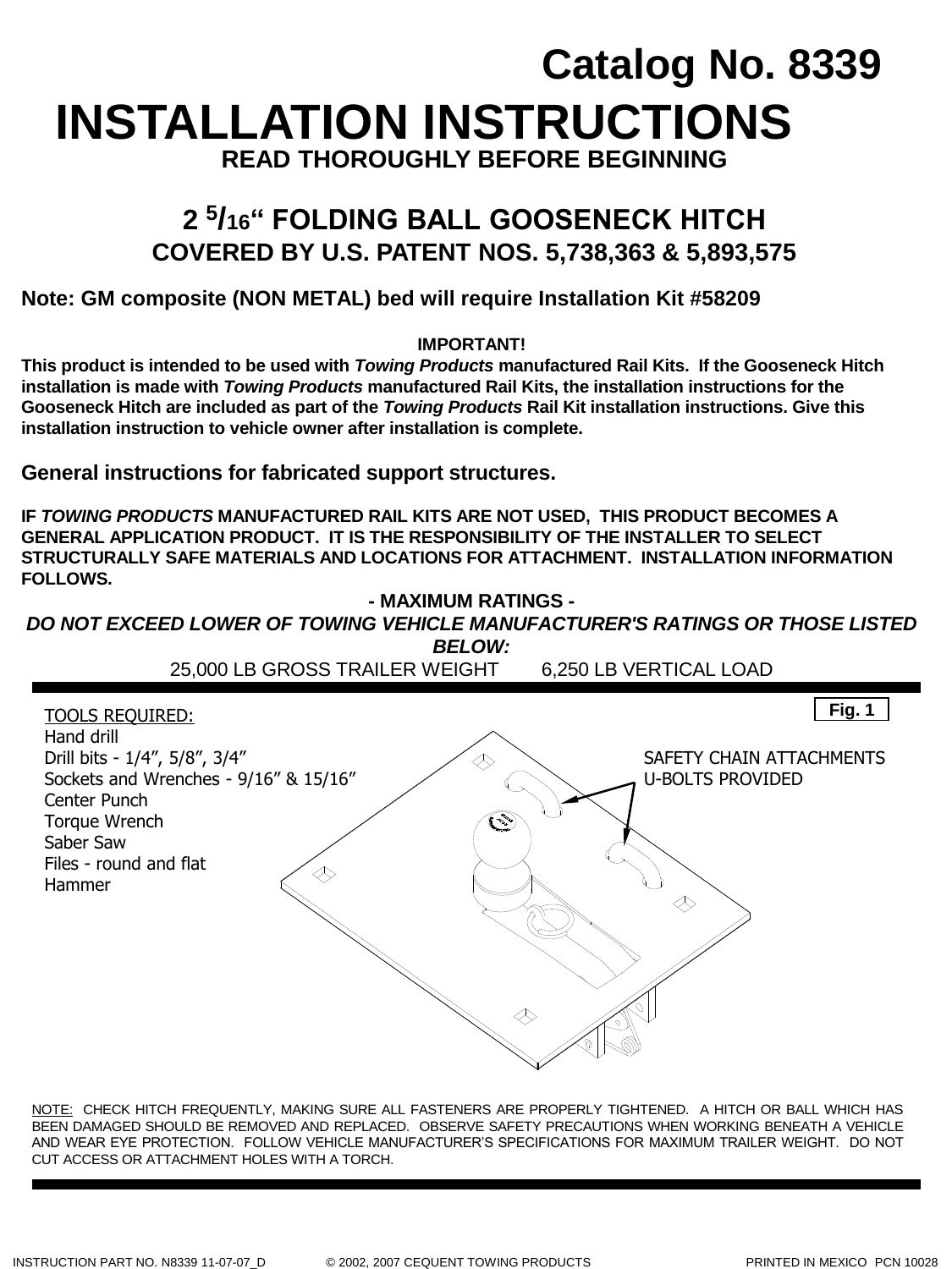Catalog No. 8339

# INSTALLATION INSTRUCTIONS

## READ THOROUGHLY BEFORE BEGINNING

## 2 $^{5}/_{16}$" FOLDING BALL GOOSENECK HITCH

### COVERED BY U.S. PATENT NOS. 5,738,363 & 5,893,575

**Note: GM composite (NON METAL) bed will require Installation Kit #58209**

**IMPORTANT!**

**This product is intended to be used with *Towing Products* manufactured Rail Kits. If the Gooseneck Hitch installation is made with *Towing Products* manufactured Rail Kits, the installation instructions for the Gooseneck Hitch are included as part of the *Towing Products* Rail Kit installation instructions. Give this installation instruction to vehicle owner after installation is complete.**

### General instructions for fabricated support structures.

**IF *TOWING PRODUCTS* MANUFACTURED RAIL KITS ARE NOT USED, THIS PRODUCT BECOMES A GENERAL APPLICATION PRODUCT. IT IS THE RESPONSIBILITY OF THE INSTALLER TO SELECT STRUCTURALLY SAFE MATERIALS AND LOCATIONS FOR ATTACHMENT. INSTALLATION INFORMATION FOLLOWS.**

**- MAXIMUM RATINGS -**

***DO NOT EXCEED LOWER OF TOWING VEHICLE MANUFACTURER'S RATINGS OR THOSE LISTED BELOW:***

25,000 LB GROSS TRAILER WEIGHT      6,250 LB VERTICAL LOAD

TOOLS REQUIRED:
- Hand drill
- Drill bits - 1/4", 5/8", 3/4"
- Sockets and Wrenches - 9/16" & 15/16"
- Center Punch
- Torque Wrench
- Saber Saw
- Files - round and flat
- Hammer

**Fig. 1**

SAFETY CHAIN ATTACHMENTS U-BOLTS PROVIDED

NOTE: CHECK HITCH FREQUENTLY, MAKING SURE ALL FASTENERS ARE PROPERLY TIGHTENED. A HITCH OR BALL WHICH HAS BEEN DAMAGED SHOULD BE REMOVED AND REPLACED. OBSERVE SAFETY PRECAUTIONS WHEN WORKING BENEATH A VEHICLE AND WEAR EYE PROTECTION. FOLLOW VEHICLE MANUFACTURER'S SPECIFICATIONS FOR MAXIMUM TRAILER WEIGHT. DO NOT CUT ACCESS OR ATTACHMENT HOLES WITH A TORCH.

INSTRUCTION PART NO. N8339 11-07-07_D      © 2002, 2007 CEQUENT TOWING PRODUCTS      PRINTED IN MEXICO PCN 10028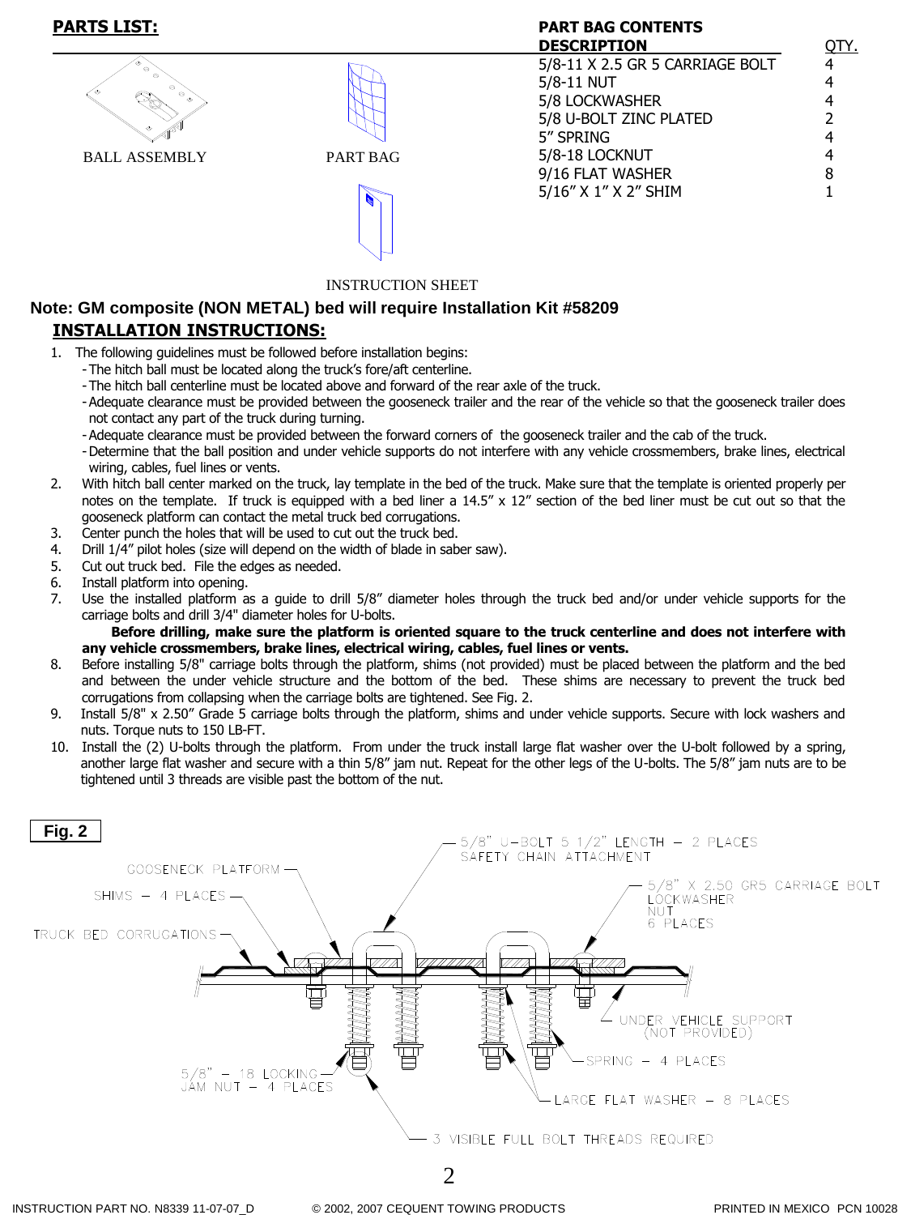## PARTS LIST:

BALL ASSEMBLY

PART BAG

INSTRUCTION SHEET

**PART BAG CONTENTS**

| DESCRIPTION | QTY. |
|---|---|
| 5/8-11 X 2.5 GR 5 CARRIAGE BOLT | 4 |
| 5/8-11 NUT | 4 |
| 5/8 LOCKWASHER | 4 |
| 5/8 U-BOLT ZINC PLATED | 2 |
| 5" SPRING | 4 |
| 5/8-18 LOCKNUT | 4 |
| 9/16 FLAT WASHER | 8 |
| 5/16" X 1" X 2" SHIM | 1 |

**Note: GM composite (NON METAL) bed will require Installation Kit #58209**

## INSTALLATION INSTRUCTIONS:

1. The following guidelines must be followed before installation begins:
   - The hitch ball must be located along the truck's fore/aft centerline.
   - The hitch ball centerline must be located above and forward of the rear axle of the truck.
   - Adequate clearance must be provided between the gooseneck trailer and the rear of the vehicle so that the gooseneck trailer does not contact any part of the truck during turning.
   - Adequate clearance must be provided between the forward corners of the gooseneck trailer and the cab of the truck.
   - Determine that the ball position and under vehicle supports do not interfere with any vehicle crossmembers, brake lines, electrical wiring, cables, fuel lines or vents.
2. With hitch ball center marked on the truck, lay template in the bed of the truck. Make sure that the template is oriented properly per notes on the template. If truck is equipped with a bed liner a 14.5" x 12" section of the bed liner must be cut out so that the gooseneck platform can contact the metal truck bed corrugations.
3. Center punch the holes that will be used to cut out the truck bed.
4. Drill 1/4" pilot holes (size will depend on the width of blade in saber saw).
5. Cut out truck bed. File the edges as needed.
6. Install platform into opening.
7. Use the installed platform as a guide to drill 5/8" diameter holes through the truck bed and/or under vehicle supports for the carriage bolts and drill 3/4" diameter holes for U-bolts.

   **Before drilling, make sure the platform is oriented square to the truck centerline and does not interfere with any vehicle crossmembers, brake lines, electrical wiring, cables, fuel lines or vents.**
8. Before installing 5/8" carriage bolts through the platform, shims (not provided) must be placed between the platform and the bed and between the under vehicle structure and the bottom of the bed. These shims are necessary to prevent the truck bed corrugations from collapsing when the carriage bolts are tightened. See Fig. 2.
9. Install 5/8" x 2.50" Grade 5 carriage bolts through the platform, shims and under vehicle supports. Secure with lock washers and nuts. Torque nuts to 150 LB-FT.
10. Install the (2) U-bolts through the platform. From under the truck install large flat washer over the U-bolt followed by a spring, another large flat washer and secure with a thin 5/8" jam nut. Repeat for the other legs of the U-bolts. The 5/8" jam nuts are to be tightened until 3 threads are visible past the bottom of the nut.

**Fig. 2**

GOOSENECK PLATFORM

SHIMS – 4 PLACES

TRUCK BED CORRUGATIONS

5/8" U-BOLT 5 1/2" LENGTH – 2 PLACES
SAFETY CHAIN ATTACHMENT

5/8" X 2.50 GR5 CARRIAGE BOLT
LOCKWASHER
NUT
6 PLACES

UNDER VEHICLE SUPPORT
(NOT PROVIDED)

SPRING – 4 PLACES

5/8" – 18 LOCKING JAM NUT – 4 PLACES

LARGE FLAT WASHER – 8 PLACES

3 VISIBLE FULL BOLT THREADS REQUIRED

INSTRUCTION PART NO. N8339 11-07-07_D © 2002, 2007 CEQUENT TOWING PRODUCTS PRINTED IN MEXICO PCN 10028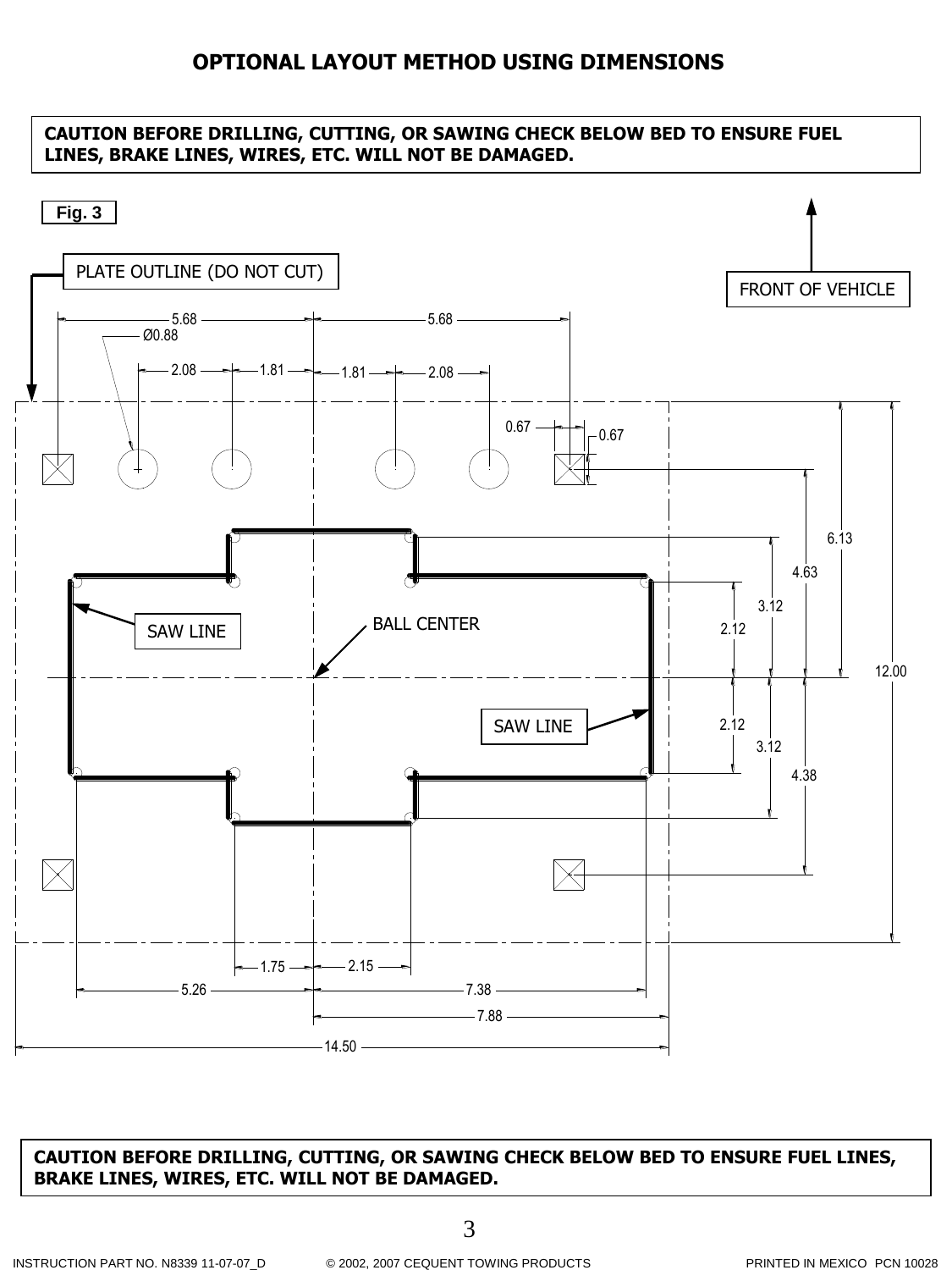# OPTIONAL LAYOUT METHOD USING DIMENSIONS

**CAUTION BEFORE DRILLING, CUTTING, OR SAWING CHECK BELOW BED TO ENSURE FUEL LINES, BRAKE LINES, WIRES, ETC. WILL NOT BE DAMAGED.**

Fig. 3

PLATE OUTLINE (DO NOT CUT)

FRONT OF VEHICLE

5.68 5.68

Ø0.88

2.08 1.81 1.81 2.08

0.67 0.67

6.13

4.63

3.12

2.12

SAW LINE

BALL CENTER

12.00

SAW LINE

2.12

3.12

4.38

1.75 2.15

5.26 7.38

7.88

14.50

**CAUTION BEFORE DRILLING, CUTTING, OR SAWING CHECK BELOW BED TO ENSURE FUEL LINES, BRAKE LINES, WIRES, ETC. WILL NOT BE DAMAGED.**

INSTRUCTION PART NO. N8339 11-07-07_D © 2002, 2007 CEQUENT TOWING PRODUCTS PRINTED IN MEXICO PCN 10028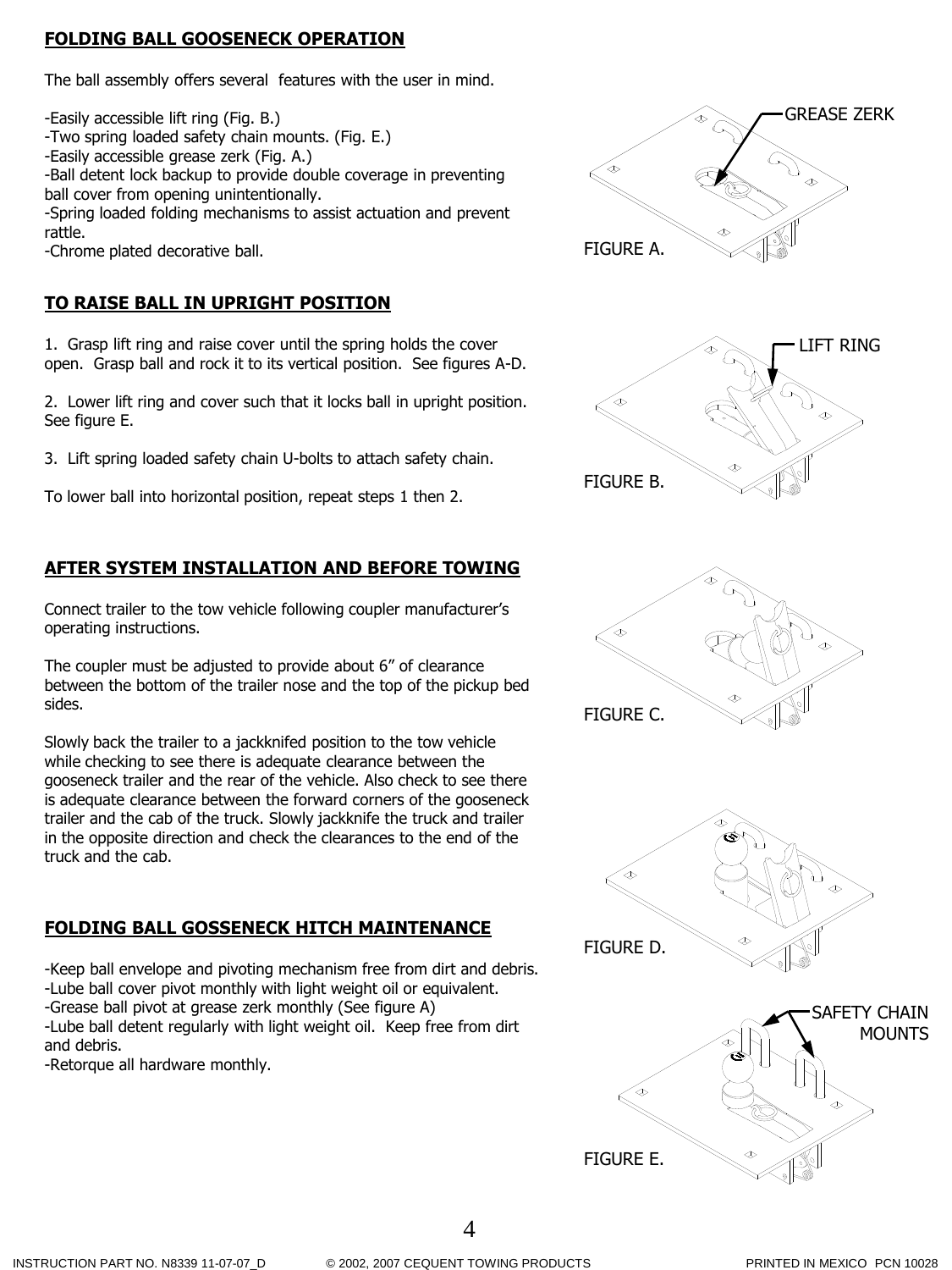## FOLDING BALL GOOSENECK OPERATION

The ball assembly offers several features with the user in mind.

-Easily accessible lift ring (Fig. B.)
-Two spring loaded safety chain mounts. (Fig. E.)
-Easily accessible grease zerk (Fig. A.)
-Ball detent lock backup to provide double coverage in preventing ball cover from opening unintentionally.
-Spring loaded folding mechanisms to assist actuation and prevent rattle.
-Chrome plated decorative ball.

GREASE ZERK

FIGURE A.

## TO RAISE BALL IN UPRIGHT POSITION

1. Grasp lift ring and raise cover until the spring holds the cover open. Grasp ball and rock it to its vertical position. See figures A-D.

2. Lower lift ring and cover such that it locks ball in upright position. See figure E.

3. Lift spring loaded safety chain U-bolts to attach safety chain.

To lower ball into horizontal position, repeat steps 1 then 2.

LIFT RING

FIGURE B.

## AFTER SYSTEM INSTALLATION AND BEFORE TOWING

Connect trailer to the tow vehicle following coupler manufacturer's operating instructions.

The coupler must be adjusted to provide about 6" of clearance between the bottom of the trailer nose and the top of the pickup bed sides.

Slowly back the trailer to a jackknifed position to the tow vehicle while checking to see there is adequate clearance between the gooseneck trailer and the rear of the vehicle. Also check to see there is adequate clearance between the forward corners of the gooseneck trailer and the cab of the truck. Slowly jackknife the truck and trailer in the opposite direction and check the clearances to the end of the truck and the cab.

FIGURE C.

## FOLDING BALL GOSSENECK HITCH MAINTENANCE

-Keep ball envelope and pivoting mechanism free from dirt and debris.
-Lube ball cover pivot monthly with light weight oil or equivalent.
-Grease ball pivot at grease zerk monthly (See figure A)
-Lube ball detent regularly with light weight oil. Keep free from dirt and debris.
-Retorque all hardware monthly.

FIGURE D.

SAFETY CHAIN MOUNTS

FIGURE E.

INSTRUCTION PART NO. N8339 11-07-07_D © 2002, 2007 CEQUENT TOWING PRODUCTS PRINTED IN MEXICO PCN 10028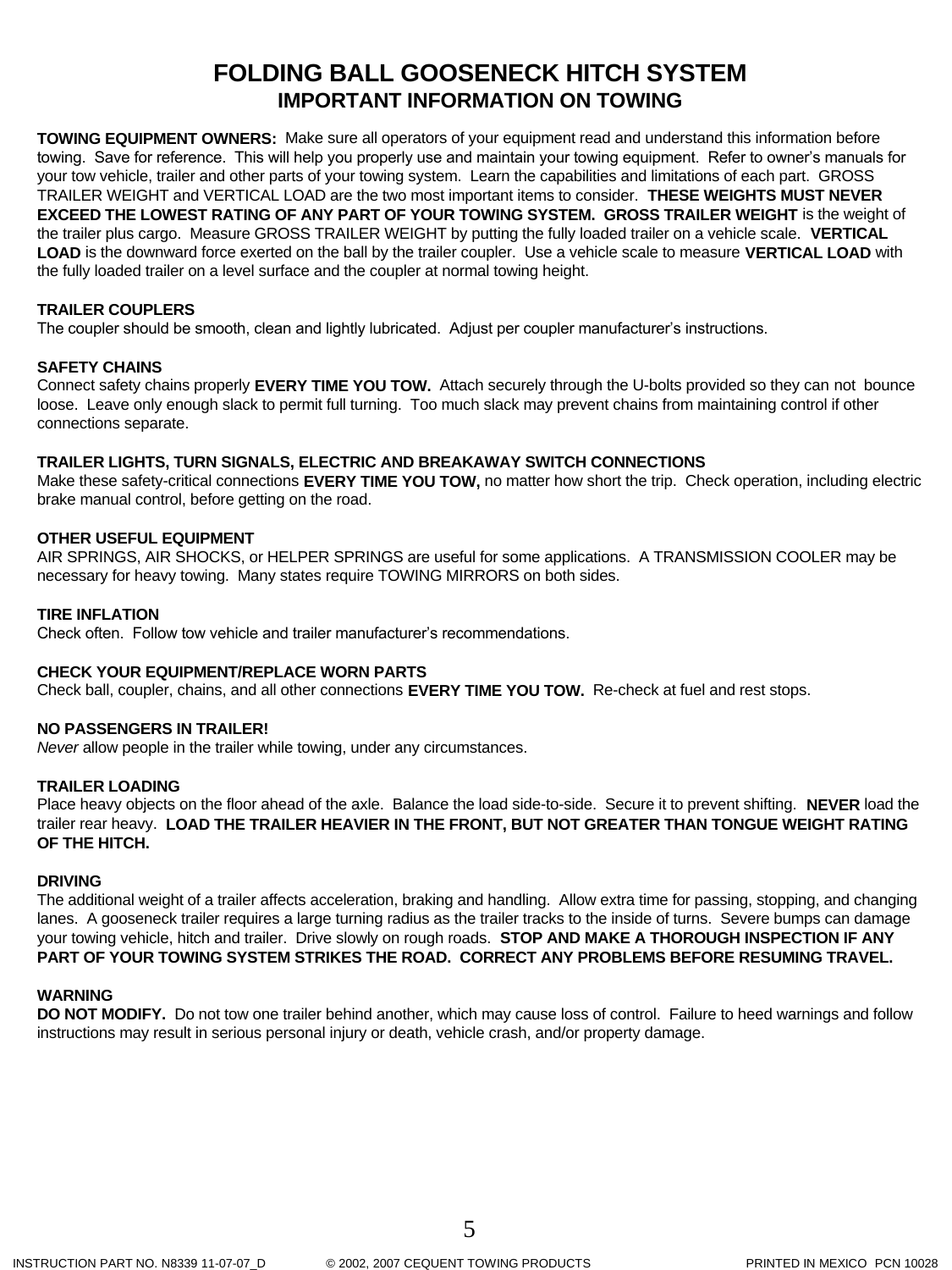# FOLDING BALL GOOSENECK HITCH SYSTEM

## IMPORTANT INFORMATION ON TOWING

**TOWING EQUIPMENT OWNERS:** Make sure all operators of your equipment read and understand this information before towing. Save for reference. This will help you properly use and maintain your towing equipment. Refer to owner's manuals for your tow vehicle, trailer and other parts of your towing system. Learn the capabilities and limitations of each part. GROSS TRAILER WEIGHT and VERTICAL LOAD are the two most important items to consider. **THESE WEIGHTS MUST NEVER EXCEED THE LOWEST RATING OF ANY PART OF YOUR TOWING SYSTEM. GROSS TRAILER WEIGHT** is the weight of the trailer plus cargo. Measure GROSS TRAILER WEIGHT by putting the fully loaded trailer on a vehicle scale. **VERTICAL LOAD** is the downward force exerted on the ball by the trailer coupler. Use a vehicle scale to measure **VERTICAL LOAD** with the fully loaded trailer on a level surface and the coupler at normal towing height.

**TRAILER COUPLERS**
The coupler should be smooth, clean and lightly lubricated. Adjust per coupler manufacturer's instructions.

**SAFETY CHAINS**
Connect safety chains properly **EVERY TIME YOU TOW.** Attach securely through the U-bolts provided so they can not bounce loose. Leave only enough slack to permit full turning. Too much slack may prevent chains from maintaining control if other connections separate.

**TRAILER LIGHTS, TURN SIGNALS, ELECTRIC AND BREAKAWAY SWITCH CONNECTIONS**
Make these safety-critical connections **EVERY TIME YOU TOW,** no matter how short the trip. Check operation, including electric brake manual control, before getting on the road.

**OTHER USEFUL EQUIPMENT**
AIR SPRINGS, AIR SHOCKS, or HELPER SPRINGS are useful for some applications. A TRANSMISSION COOLER may be necessary for heavy towing. Many states require TOWING MIRRORS on both sides.

**TIRE INFLATION**
Check often. Follow tow vehicle and trailer manufacturer's recommendations.

**CHECK YOUR EQUIPMENT/REPLACE WORN PARTS**
Check ball, coupler, chains, and all other connections **EVERY TIME YOU TOW.** Re-check at fuel and rest stops.

**NO PASSENGERS IN TRAILER!**
*Never* allow people in the trailer while towing, under any circumstances.

**TRAILER LOADING**
Place heavy objects on the floor ahead of the axle. Balance the load side-to-side. Secure it to prevent shifting. **NEVER** load the trailer rear heavy. **LOAD THE TRAILER HEAVIER IN THE FRONT, BUT NOT GREATER THAN TONGUE WEIGHT RATING OF THE HITCH.**

**DRIVING**
The additional weight of a trailer affects acceleration, braking and handling. Allow extra time for passing, stopping, and changing lanes. A gooseneck trailer requires a large turning radius as the trailer tracks to the inside of turns. Severe bumps can damage your towing vehicle, hitch and trailer. Drive slowly on rough roads. **STOP AND MAKE A THOROUGH INSPECTION IF ANY PART OF YOUR TOWING SYSTEM STRIKES THE ROAD. CORRECT ANY PROBLEMS BEFORE RESUMING TRAVEL.**

**WARNING**
**DO NOT MODIFY.** Do not tow one trailer behind another, which may cause loss of control. Failure to heed warnings and follow instructions may result in serious personal injury or death, vehicle crash, and/or property damage.

INSTRUCTION PART NO. N8339 11-07-07_D © 2002, 2007 CEQUENT TOWING PRODUCTS PRINTED IN MEXICO PCN 10028